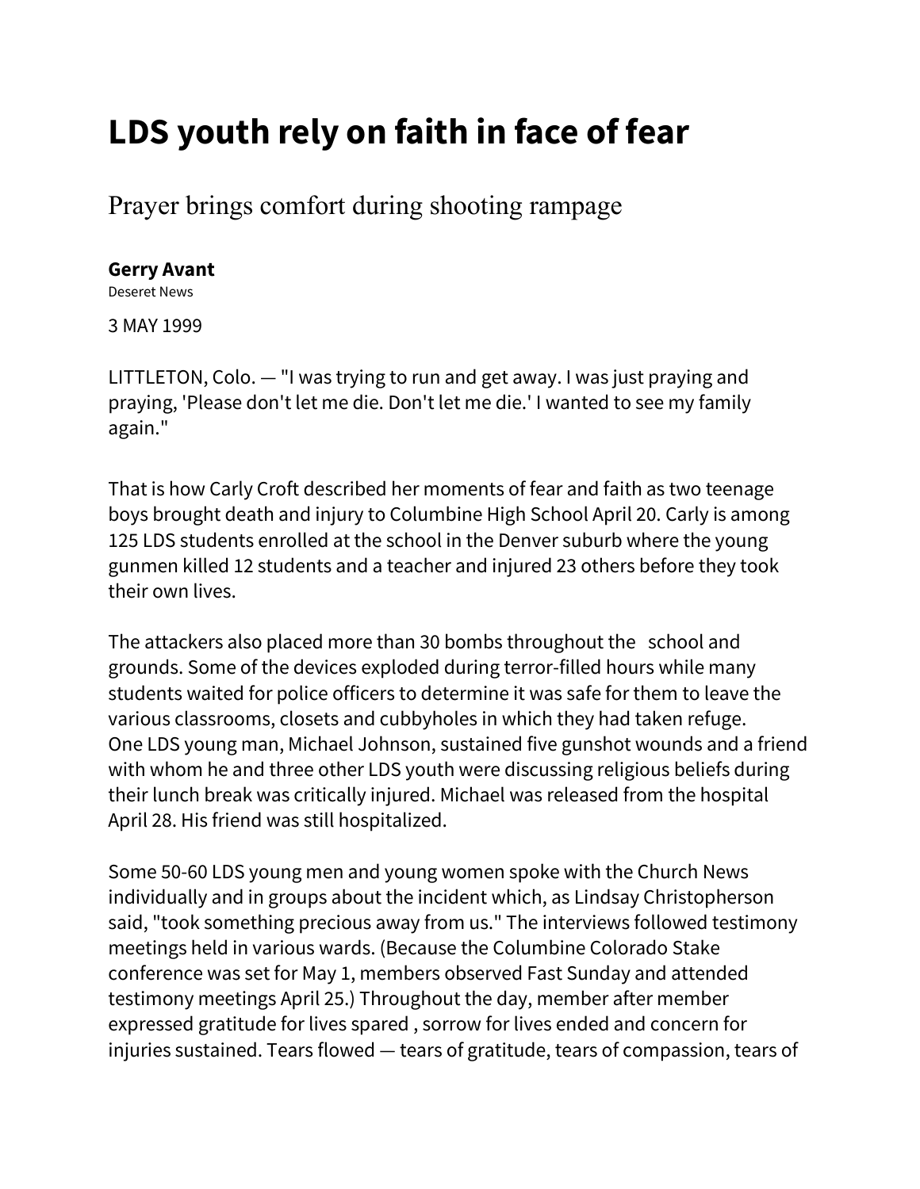# LDS youth rely on faith in face of fear

Prayer brings comfort during shooting rampage

**Gerry Avant**
Deseret News

3 MAY 1999

LITTLETON, Colo. — "I was trying to run and get away. I was just praying and praying, 'Please don't let me die. Don't let me die.' I wanted to see my family again."

That is how Carly Croft described her moments of fear and faith as two teenage boys brought death and injury to Columbine High School April 20. Carly is among 125 LDS students enrolled at the school in the Denver suburb where the young gunmen killed 12 students and a teacher and injured 23 others before they took their own lives.

The attackers also placed more than 30 bombs throughout the school and grounds. Some of the devices exploded during terror-filled hours while many students waited for police officers to determine it was safe for them to leave the various classrooms, closets and cubbyholes in which they had taken refuge. One LDS young man, Michael Johnson, sustained five gunshot wounds and a friend with whom he and three other LDS youth were discussing religious beliefs during their lunch break was critically injured. Michael was released from the hospital April 28. His friend was still hospitalized.

Some 50-60 LDS young men and young women spoke with the Church News individually and in groups about the incident which, as Lindsay Christopherson said, "took something precious away from us." The interviews followed testimony meetings held in various wards. (Because the Columbine Colorado Stake conference was set for May 1, members observed Fast Sunday and attended testimony meetings April 25.) Throughout the day, member after member expressed gratitude for lives spared , sorrow for lives ended and concern for injuries sustained. Tears flowed — tears of gratitude, tears of compassion, tears of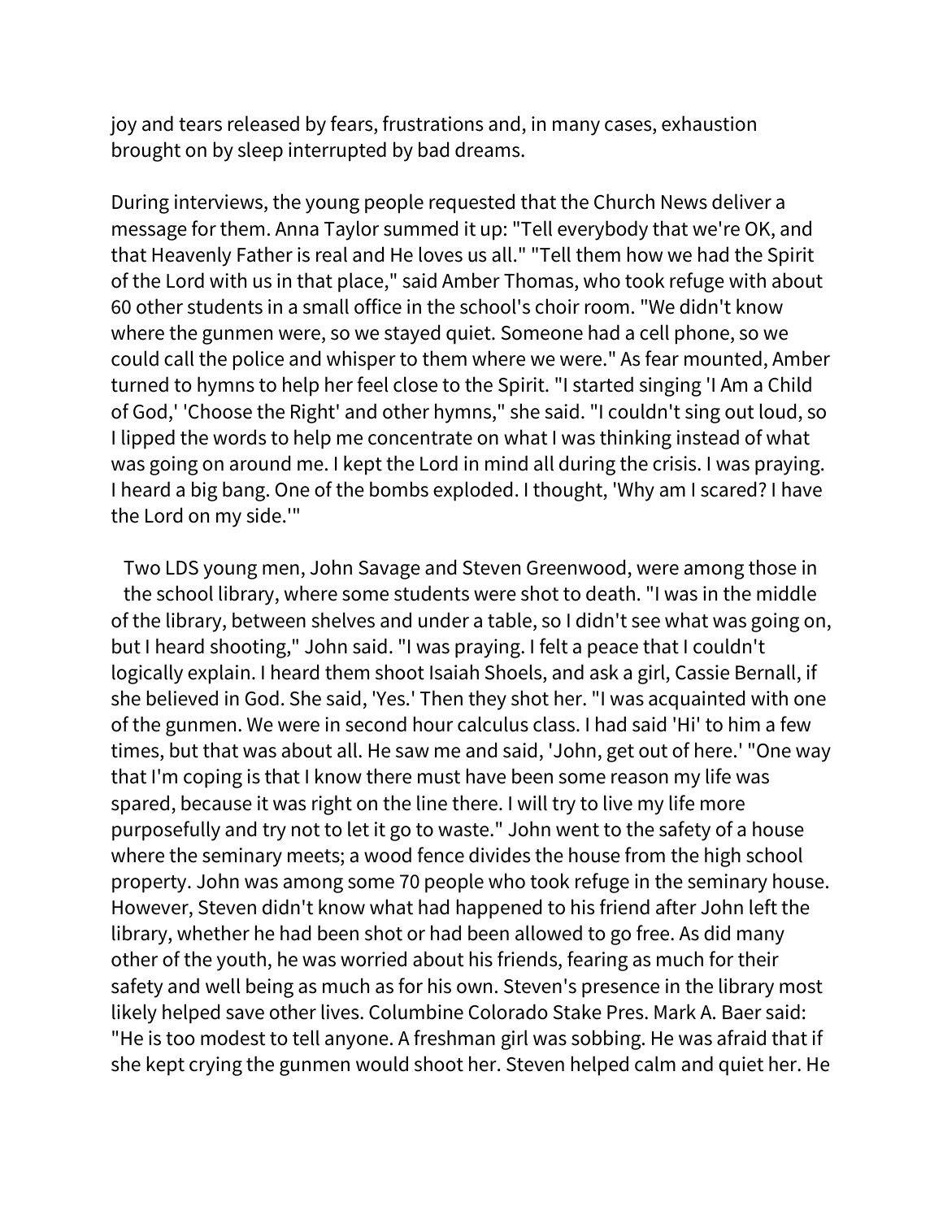joy and tears released by fears, frustrations and, in many cases, exhaustion brought on by sleep interrupted by bad dreams.

During interviews, the young people requested that the Church News deliver a message for them. Anna Taylor summed it up: "Tell everybody that we're OK, and that Heavenly Father is real and He loves us all." "Tell them how we had the Spirit of the Lord with us in that place," said Amber Thomas, who took refuge with about 60 other students in a small office in the school's choir room. "We didn't know where the gunmen were, so we stayed quiet. Someone had a cell phone, so we could call the police and whisper to them where we were." As fear mounted, Amber turned to hymns to help her feel close to the Spirit. "I started singing 'I Am a Child of God,' 'Choose the Right' and other hymns," she said. "I couldn't sing out loud, so I lipped the words to help me concentrate on what I was thinking instead of what was going on around me. I kept the Lord in mind all during the crisis. I was praying. I heard a big bang. One of the bombs exploded. I thought, 'Why am I scared? I have the Lord on my side.'"

Two LDS young men, John Savage and Steven Greenwood, were among those in the school library, where some students were shot to death. "I was in the middle of the library, between shelves and under a table, so I didn't see what was going on, but I heard shooting," John said. "I was praying. I felt a peace that I couldn't logically explain. I heard them shoot Isaiah Shoels, and ask a girl, Cassie Bernall, if she believed in God. She said, 'Yes.' Then they shot her. "I was acquainted with one of the gunmen. We were in second hour calculus class. I had said 'Hi' to him a few times, but that was about all. He saw me and said, 'John, get out of here.' "One way that I'm coping is that I know there must have been some reason my life was spared, because it was right on the line there. I will try to live my life more purposefully and try not to let it go to waste." John went to the safety of a house where the seminary meets; a wood fence divides the house from the high school property. John was among some 70 people who took refuge in the seminary house. However, Steven didn't know what had happened to his friend after John left the library, whether he had been shot or had been allowed to go free. As did many other of the youth, he was worried about his friends, fearing as much for their safety and well being as much as for his own. Steven's presence in the library most likely helped save other lives. Columbine Colorado Stake Pres. Mark A. Baer said: "He is too modest to tell anyone. A freshman girl was sobbing. He was afraid that if she kept crying the gunmen would shoot her. Steven helped calm and quiet her. He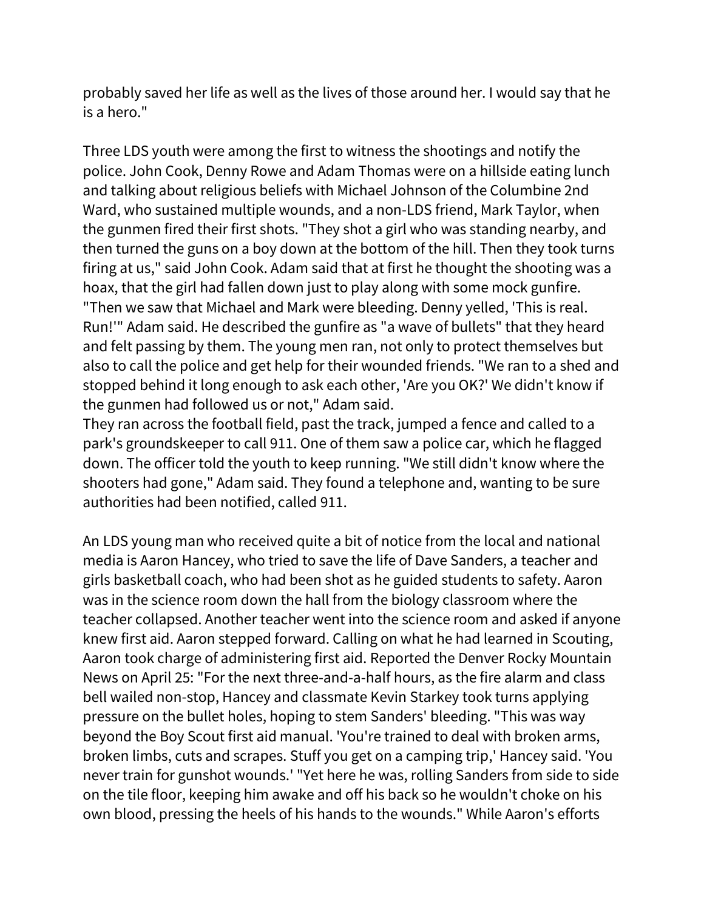probably saved her life as well as the lives of those around her. I would say that he is a hero."

Three LDS youth were among the first to witness the shootings and notify the police. John Cook, Denny Rowe and Adam Thomas were on a hillside eating lunch and talking about religious beliefs with Michael Johnson of the Columbine 2nd Ward, who sustained multiple wounds, and a non-LDS friend, Mark Taylor, when the gunmen fired their first shots. "They shot a girl who was standing nearby, and then turned the guns on a boy down at the bottom of the hill. Then they took turns firing at us," said John Cook. Adam said that at first he thought the shooting was a hoax, that the girl had fallen down just to play along with some mock gunfire. "Then we saw that Michael and Mark were bleeding. Denny yelled, 'This is real. Run!'" Adam said. He described the gunfire as "a wave of bullets" that they heard and felt passing by them. The young men ran, not only to protect themselves but also to call the police and get help for their wounded friends. "We ran to a shed and stopped behind it long enough to ask each other, 'Are you OK?' We didn't know if the gunmen had followed us or not," Adam said.
They ran across the football field, past the track, jumped a fence and called to a park's groundskeeper to call 911. One of them saw a police car, which he flagged down. The officer told the youth to keep running. "We still didn't know where the shooters had gone," Adam said. They found a telephone and, wanting to be sure authorities had been notified, called 911.

An LDS young man who received quite a bit of notice from the local and national media is Aaron Hancey, who tried to save the life of Dave Sanders, a teacher and girls basketball coach, who had been shot as he guided students to safety. Aaron was in the science room down the hall from the biology classroom where the teacher collapsed. Another teacher went into the science room and asked if anyone knew first aid. Aaron stepped forward. Calling on what he had learned in Scouting, Aaron took charge of administering first aid. Reported the Denver Rocky Mountain News on April 25: "For the next three-and-a-half hours, as the fire alarm and class bell wailed non-stop, Hancey and classmate Kevin Starkey took turns applying pressure on the bullet holes, hoping to stem Sanders' bleeding. "This was way beyond the Boy Scout first aid manual. 'You're trained to deal with broken arms, broken limbs, cuts and scrapes. Stuff you get on a camping trip,' Hancey said. 'You never train for gunshot wounds.' "Yet here he was, rolling Sanders from side to side on the tile floor, keeping him awake and off his back so he wouldn't choke on his own blood, pressing the heels of his hands to the wounds." While Aaron's efforts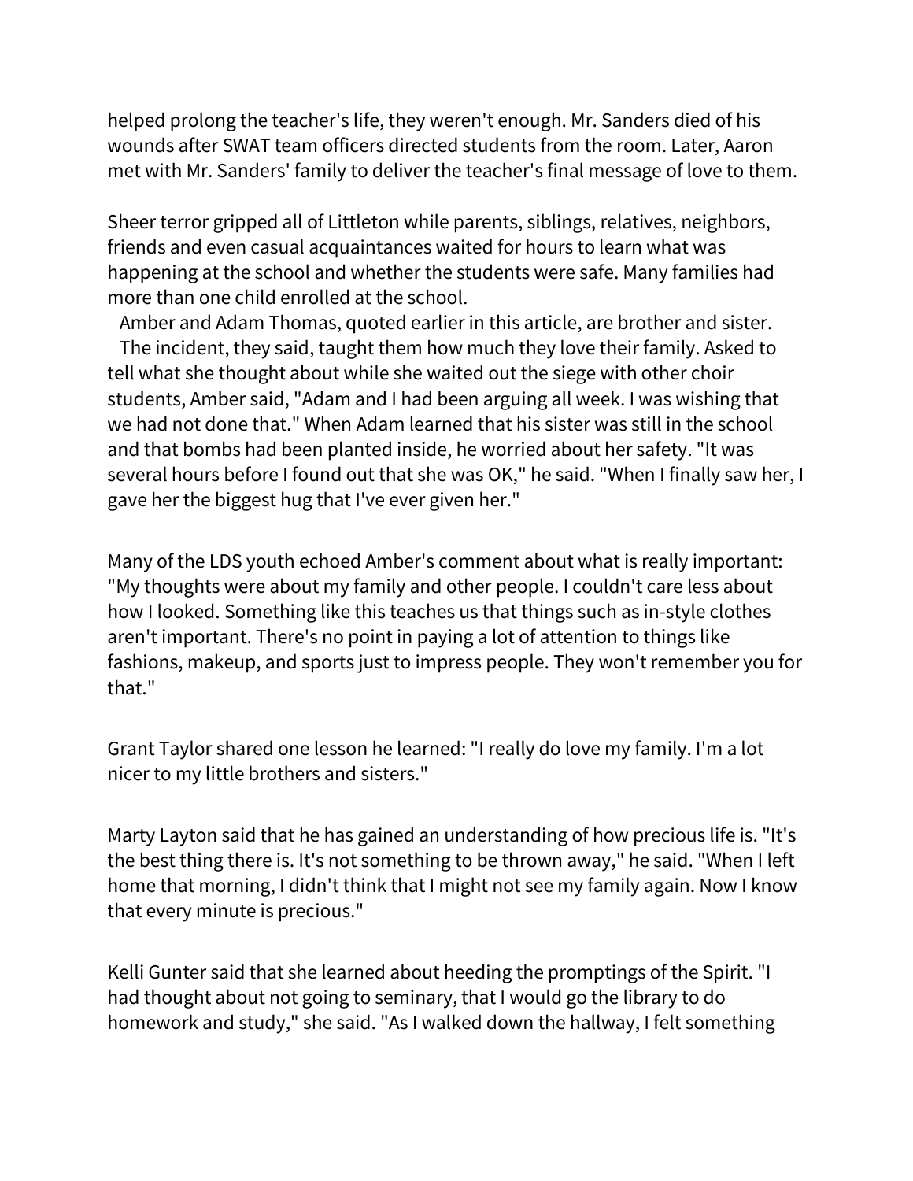helped prolong the teacher's life, they weren't enough. Mr. Sanders died of his wounds after SWAT team officers directed students from the room. Later, Aaron met with Mr. Sanders' family to deliver the teacher's final message of love to them.

Sheer terror gripped all of Littleton while parents, siblings, relatives, neighbors, friends and even casual acquaintances waited for hours to learn what was happening at the school and whether the students were safe. Many families had more than one child enrolled at the school.

Amber and Adam Thomas, quoted earlier in this article, are brother and sister.

The incident, they said, taught them how much they love their family. Asked to tell what she thought about while she waited out the siege with other choir students, Amber said, "Adam and I had been arguing all week. I was wishing that we had not done that." When Adam learned that his sister was still in the school and that bombs had been planted inside, he worried about her safety. "It was several hours before I found out that she was OK," he said. "When I finally saw her, I gave her the biggest hug that I've ever given her."

Many of the LDS youth echoed Amber's comment about what is really important: "My thoughts were about my family and other people. I couldn't care less about how I looked. Something like this teaches us that things such as in-style clothes aren't important. There's no point in paying a lot of attention to things like fashions, makeup, and sports just to impress people. They won't remember you for that."

Grant Taylor shared one lesson he learned: "I really do love my family. I'm a lot nicer to my little brothers and sisters."

Marty Layton said that he has gained an understanding of how precious life is. "It's the best thing there is. It's not something to be thrown away," he said. "When I left home that morning, I didn't think that I might not see my family again. Now I know that every minute is precious."

Kelli Gunter said that she learned about heeding the promptings of the Spirit. "I had thought about not going to seminary, that I would go the library to do homework and study," she said. "As I walked down the hallway, I felt something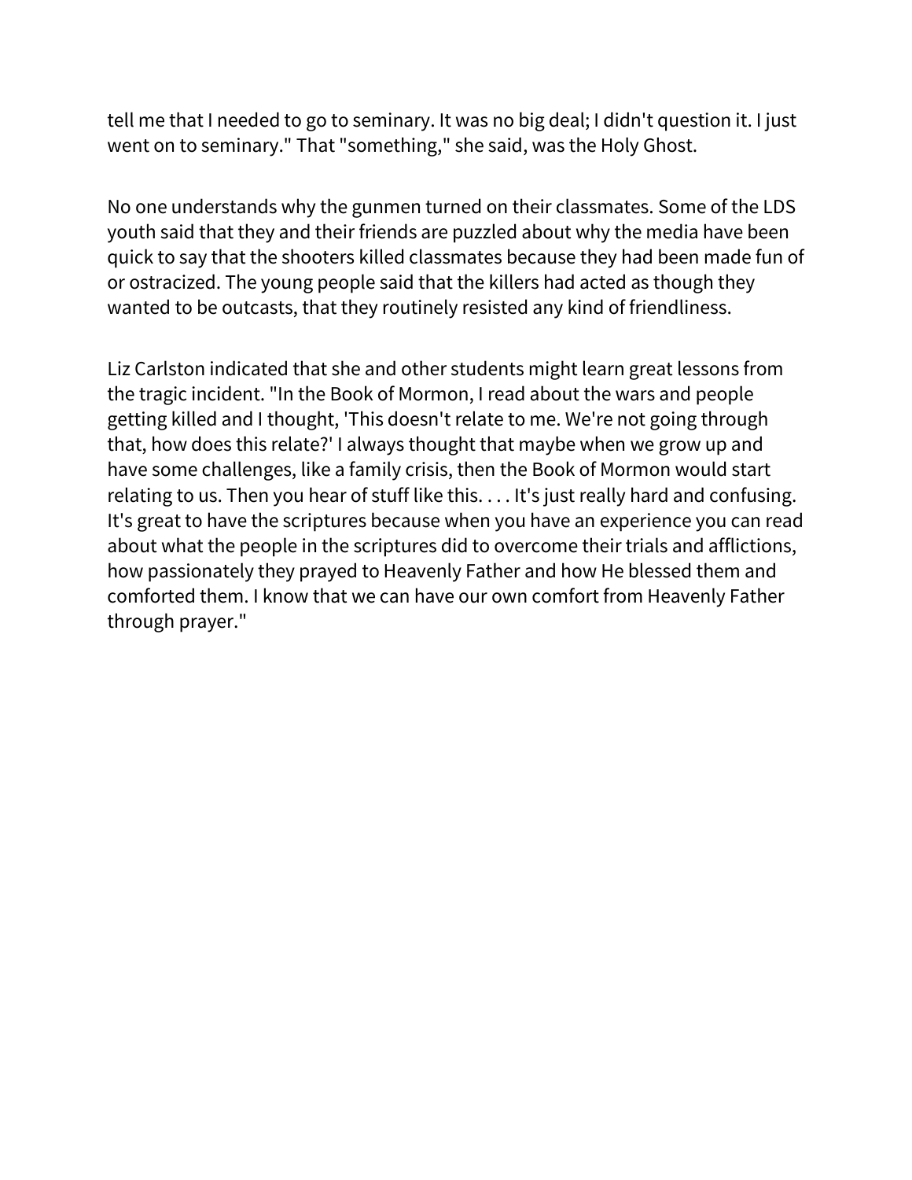tell me that I needed to go to seminary. It was no big deal; I didn't question it. I just went on to seminary." That "something," she said, was the Holy Ghost.

No one understands why the gunmen turned on their classmates. Some of the LDS youth said that they and their friends are puzzled about why the media have been quick to say that the shooters killed classmates because they had been made fun of or ostracized. The young people said that the killers had acted as though they wanted to be outcasts, that they routinely resisted any kind of friendliness.

Liz Carlston indicated that she and other students might learn great lessons from the tragic incident. "In the Book of Mormon, I read about the wars and people getting killed and I thought, 'This doesn't relate to me. We're not going through that, how does this relate?' I always thought that maybe when we grow up and have some challenges, like a family crisis, then the Book of Mormon would start relating to us. Then you hear of stuff like this. . . . It's just really hard and confusing. It's great to have the scriptures because when you have an experience you can read about what the people in the scriptures did to overcome their trials and afflictions, how passionately they prayed to Heavenly Father and how He blessed them and comforted them. I know that we can have our own comfort from Heavenly Father through prayer."